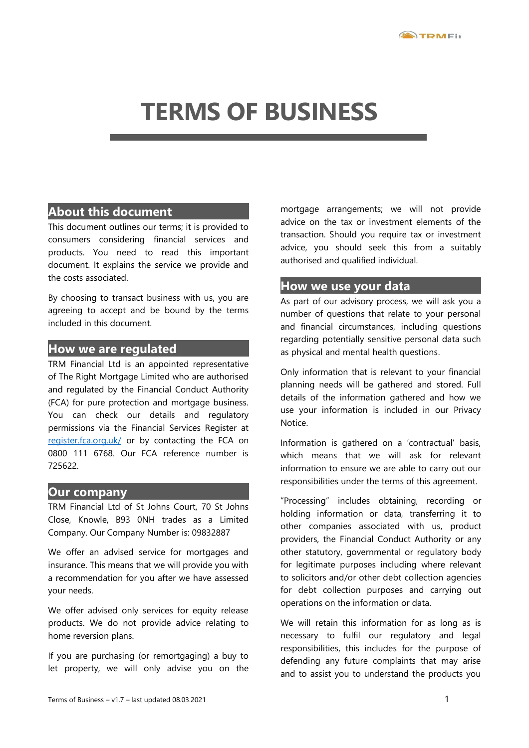# TERMS OF BUSINESS

## About this document

This document outlines our terms; it is provided to consumers considering financial services and products. You need to read this important document. It explains the service we provide and the costs associated.

By choosing to transact business with us, you are agreeing to accept and be bound by the terms included in this document.

## How we are regulated

TRM Financial Ltd is an appointed representative of The Right Mortgage Limited who are authorised and regulated by the Financial Conduct Authority (FCA) for pure protection and mortgage business. You can check our details and regulatory permissions via the Financial Services Register at register.fca.org.uk/ or by contacting the FCA on 0800 111 6768. Our FCA reference number is 725622.

## Our company

TRM Financial Ltd of St Johns Court, 70 St Johns Close, Knowle, B93 0NH trades as a Limited Company. Our Company Number is: 09832887

We offer an advised service for mortgages and insurance. This means that we will provide you with a recommendation for you after we have assessed your needs.

We offer advised only services for equity release products. We do not provide advice relating to home reversion plans.

If you are purchasing (or remortgaging) a buy to let property, we will only advise you on the mortgage arrangements; we will not provide advice on the tax or investment elements of the transaction. Should you require tax or investment advice, you should seek this from a suitably authorised and qualified individual.

## How we use your data

As part of our advisory process, we will ask you a number of questions that relate to your personal and financial circumstances, including questions regarding potentially sensitive personal data such as physical and mental health questions.

Only information that is relevant to your financial planning needs will be gathered and stored. Full details of the information gathered and how we use your information is included in our Privacy Notice.

Information is gathered on a 'contractual' basis, which means that we will ask for relevant information to ensure we are able to carry out our responsibilities under the terms of this agreement.

"Processing" includes obtaining, recording or holding information or data, transferring it to other companies associated with us, product providers, the Financial Conduct Authority or any other statutory, governmental or regulatory body for legitimate purposes including where relevant to solicitors and/or other debt collection agencies for debt collection purposes and carrying out operations on the information or data.

We will retain this information for as long as is necessary to fulfil our regulatory and legal responsibilities, this includes for the purpose of defending any future complaints that may arise and to assist you to understand the products you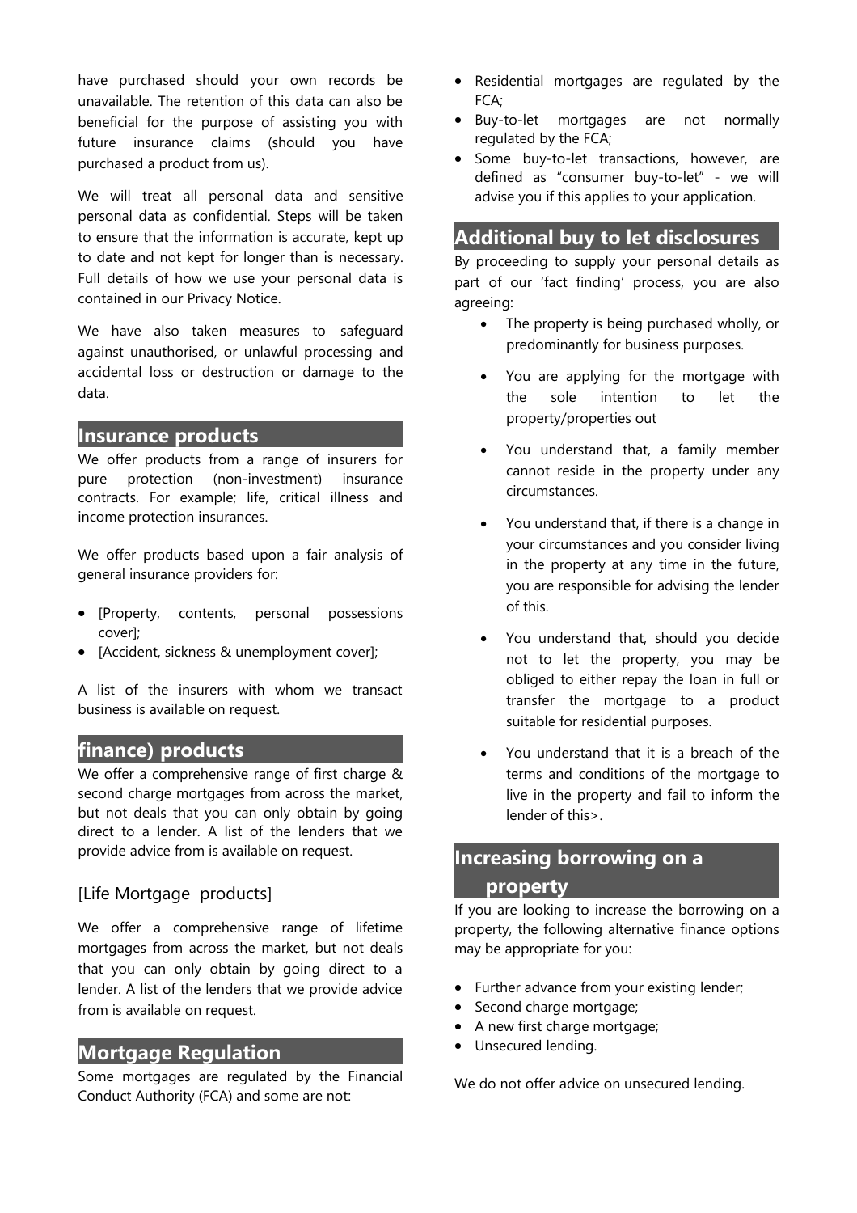have purchased should your own records be unavailable. The retention of this data can also be beneficial for the purpose of assisting you with future insurance claims (should you have purchased a product from us).

We will treat all personal data and sensitive personal data as confidential. Steps will be taken to ensure that the information is accurate, kept up to date and not kept for longer than is necessary. Full details of how we use your personal data is contained in our Privacy Notice.

We have also taken measures to safeguard against unauthorised, or unlawful processing and accidental loss or destruction or damage to the data.

## Insurance products

We offer products from a range of insurers for pure protection (non-investment) insurance contracts. For example; life, critical illness and income protection insurances.

We offer products based upon a fair analysis of general insurance providers for:

- [Property, contents, personal possessions cover];
- [Accident, sickness & unemployment cover];

A list of the insurers with whom we transact business is available on request.

## finance) products

We offer a comprehensive range of first charge & second charge mortgages from across the market, but not deals that you can only obtain by going direct to a lender. A list of the lenders that we provide advice from is available on request.

### [Life Mortgage products]

We offer a comprehensive range of lifetime mortgages from across the market, but not deals that you can only obtain by going direct to a lender. A list of the lenders that we provide advice from is available on request.

## Mortgage Regulation

Some mortgages are regulated by the Financial Conduct Authority (FCA) and some are not:

- Residential mortgages are regulated by the FCA;
- Buy-to-let mortgages are not normally regulated by the FCA;
- Some buy-to-let transactions, however, are defined as "consumer buy-to-let" - we will advise you if this applies to your application.

## Additional buy to let disclosures

By proceeding to supply your personal details as part of our 'fact finding' process, you are also agreeing:

- The property is being purchased wholly, or predominantly for business purposes.
- You are applying for the mortgage with the sole intention to let the property/properties out
- You understand that, a family member cannot reside in the property under any circumstances.
- You understand that, if there is a change in your circumstances and you consider living in the property at any time in the future, you are responsible for advising the lender of this.
- You understand that, should you decide not to let the property, you may be obliged to either repay the loan in full or transfer the mortgage to a product suitable for residential purposes.
- You understand that it is a breach of the terms and conditions of the mortgage to live in the property and fail to inform the lender of this>.

## Increasing borrowing on a property

If you are looking to increase the borrowing on a property, the following alternative finance options may be appropriate for you:

- Further advance from your existing lender;
- Second charge mortgage;
- A new first charge mortgage;
- Unsecured lending.

We do not offer advice on unsecured lending.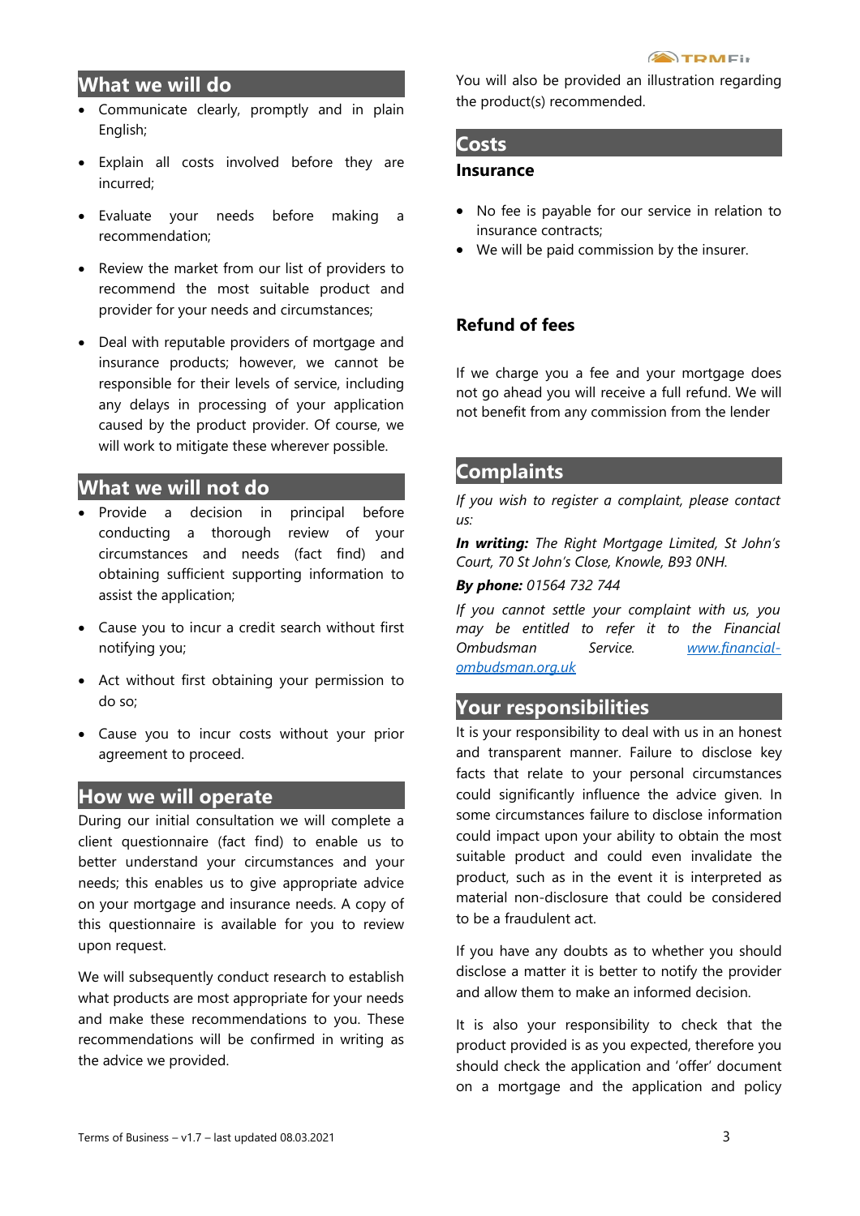## What we will do

- Communicate clearly, promptly and in plain English;
- Explain all costs involved before they are incurred;
- Evaluate your needs before making a recommendation;
- Review the market from our list of providers to recommend the most suitable product and provider for your needs and circumstances;
- Deal with reputable providers of mortgage and insurance products; however, we cannot be responsible for their levels of service, including any delays in processing of your application caused by the product provider. Of course, we will work to mitigate these wherever possible.

## What we will not do

- Provide a decision in principal before conducting a thorough review of your circumstances and needs (fact find) and obtaining sufficient supporting information to assist the application;
- Cause you to incur a credit search without first notifying you;
- Act without first obtaining your permission to do so;
- Cause you to incur costs without your prior agreement to proceed.

## How we will operate

During our initial consultation we will complete a client questionnaire (fact find) to enable us to better understand your circumstances and your needs; this enables us to give appropriate advice on your mortgage and insurance needs. A copy of this questionnaire is available for you to review upon request.

We will subsequently conduct research to establish what products are most appropriate for your needs and make these recommendations to you. These recommendations will be confirmed in writing as the advice we provided.

You will also be provided an illustration regarding the product(s) recommended.

## Costs

### Insurance

- No fee is payable for our service in relation to insurance contracts;
- We will be paid commission by the insurer.

### Refund of fees

If we charge you a fee and your mortgage does not go ahead you will receive a full refund. We will not benefit from any commission from the lender

## Complaints

*If you wish to register a complaint, please contact us:*

***In writing:*** *The Right Mortgage Limited, St John's Court, 70 St John's Close, Knowle, B93 0NH.*

***By phone:*** *01564 732 744*

*If you cannot settle your complaint with us, you may be entitled to refer it to the Financial Ombudsman Service. [www.financial-ombudsman.org.uk](http://www.financial-ombudsman.org.uk)*

## Your responsibilities

It is your responsibility to deal with us in an honest and transparent manner. Failure to disclose key facts that relate to your personal circumstances could significantly influence the advice given. In some circumstances failure to disclose information could impact upon your ability to obtain the most suitable product and could even invalidate the product, such as in the event it is interpreted as material non-disclosure that could be considered to be a fraudulent act.

If you have any doubts as to whether you should disclose a matter it is better to notify the provider and allow them to make an informed decision.

It is also your responsibility to check that the product provided is as you expected, therefore you should check the application and 'offer' document on a mortgage and the application and policy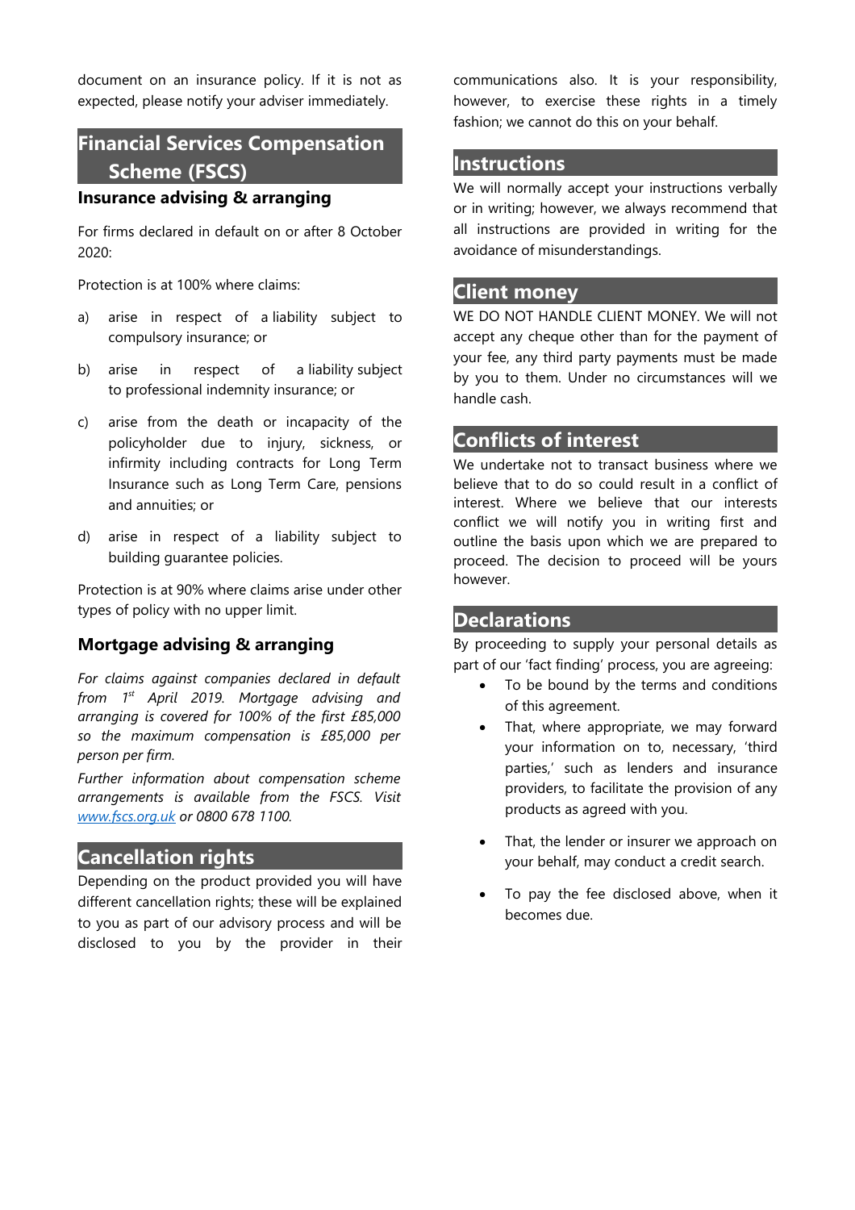document on an insurance policy. If it is not as expected, please notify your adviser immediately.

## Financial Services Compensation Scheme (FSCS)

### Insurance advising & arranging

For firms declared in default on or after 8 October 2020:

Protection is at 100% where claims:

a) arise in respect of a liability subject to compulsory insurance; or

b) arise in respect of a liability subject to professional indemnity insurance; or

c) arise from the death or incapacity of the policyholder due to injury, sickness, or infirmity including contracts for Long Term Insurance such as Long Term Care, pensions and annuities; or

d) arise in respect of a liability subject to building guarantee policies.

Protection is at 90% where claims arise under other types of policy with no upper limit.

### Mortgage advising & arranging

*For claims against companies declared in default from 1st April 2019. Mortgage advising and arranging is covered for 100% of the first £85,000 so the maximum compensation is £85,000 per person per firm.*

*Further information about compensation scheme arrangements is available from the FSCS. Visit [www.fscs.org.uk](http://www.fscs.org.uk) or 0800 678 1100.*

## Cancellation rights

Depending on the product provided you will have different cancellation rights; these will be explained to you as part of our advisory process and will be disclosed to you by the provider in their communications also. It is your responsibility, however, to exercise these rights in a timely fashion; we cannot do this on your behalf.

## Instructions

We will normally accept your instructions verbally or in writing; however, we always recommend that all instructions are provided in writing for the avoidance of misunderstandings.

## Client money

WE DO NOT HANDLE CLIENT MONEY. We will not accept any cheque other than for the payment of your fee, any third party payments must be made by you to them. Under no circumstances will we handle cash.

## Conflicts of interest

We undertake not to transact business where we believe that to do so could result in a conflict of interest. Where we believe that our interests conflict we will notify you in writing first and outline the basis upon which we are prepared to proceed. The decision to proceed will be yours however.

## Declarations

By proceeding to supply your personal details as part of our 'fact finding' process, you are agreeing:

- To be bound by the terms and conditions of this agreement.
- That, where appropriate, we may forward your information on to, necessary, 'third parties,' such as lenders and insurance providers, to facilitate the provision of any products as agreed with you.
- That, the lender or insurer we approach on your behalf, may conduct a credit search.
- To pay the fee disclosed above, when it becomes due.